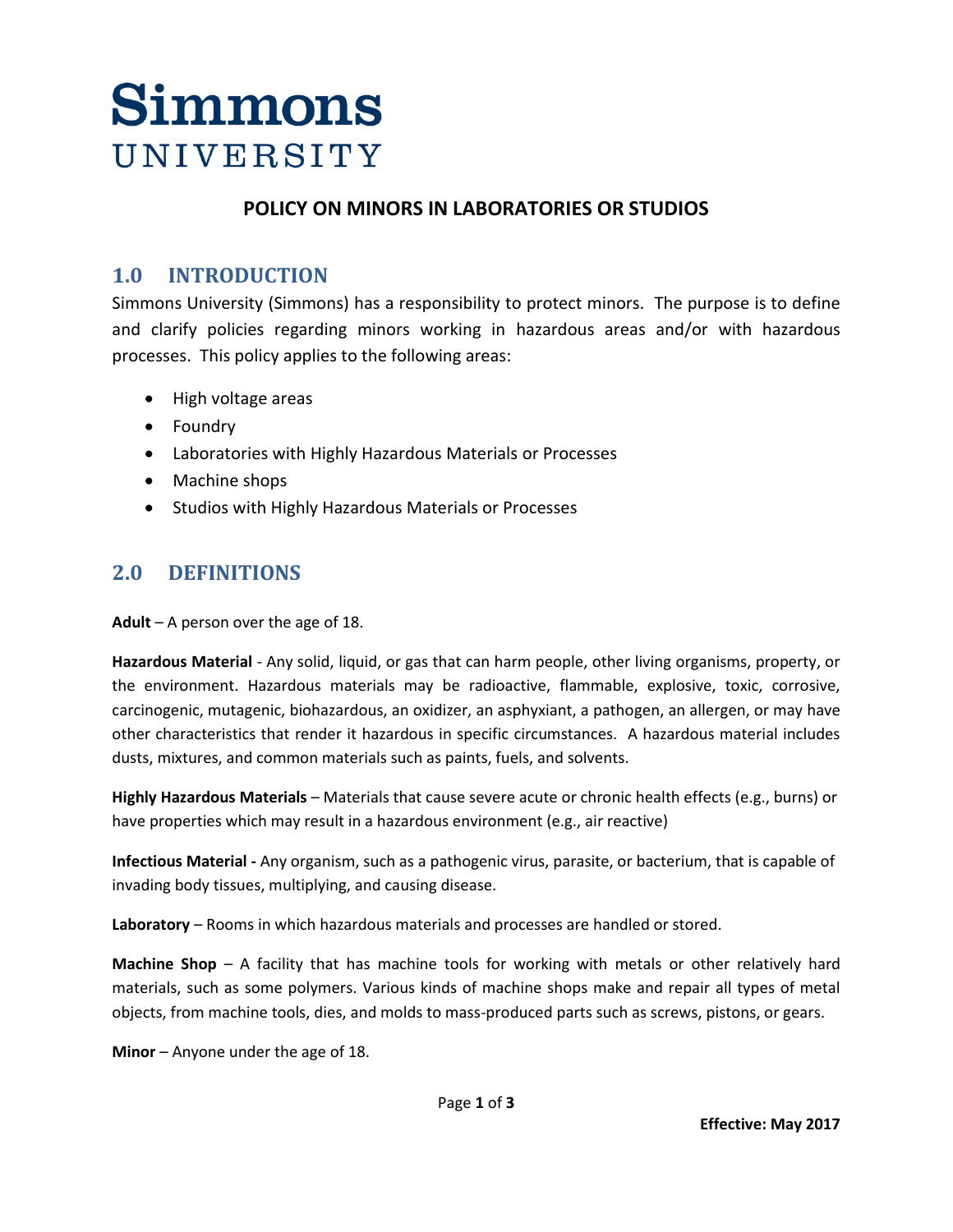# Simmons UNIVERSITY

## POLICY ON MINORS IN LABORATORIES OR STUDIOS

## 1.0 INTRODUCTION

Simmons University (Simmons) has a responsibility to protect minors. The purpose is to define and clarify policies regarding minors working in hazardous areas and/or with hazardous processes. This policy applies to the following areas:

- High voltage areas
- Foundry
- Laboratories with Highly Hazardous Materials or Processes
- Machine shops
- Studios with Highly Hazardous Materials or Processes

## 2.0 DEFINITIONS

**Adult** – A person over the age of 18.

**Hazardous Material** - Any solid, liquid, or gas that can harm people, other living organisms, property, or the environment. Hazardous materials may be radioactive, flammable, explosive, toxic, corrosive, carcinogenic, mutagenic, biohazardous, an oxidizer, an asphyxiant, a pathogen, an allergen, or may have other characteristics that render it hazardous in specific circumstances. A hazardous material includes dusts, mixtures, and common materials such as paints, fuels, and solvents.

**Highly Hazardous Materials** – Materials that cause severe acute or chronic health effects (e.g., burns) or have properties which may result in a hazardous environment (e.g., air reactive)

**Infectious Material -** Any organism, such as a pathogenic virus, parasite, or bacterium, that is capable of invading body tissues, multiplying, and causing disease.

**Laboratory** – Rooms in which hazardous materials and processes are handled or stored.

**Machine Shop** – A facility that has machine tools for working with metals or other relatively hard materials, such as some polymers. Various kinds of machine shops make and repair all types of metal objects, from machine tools, dies, and molds to mass-produced parts such as screws, pistons, or gears.

**Minor** – Anyone under the age of 18.

**Effective: May 2017**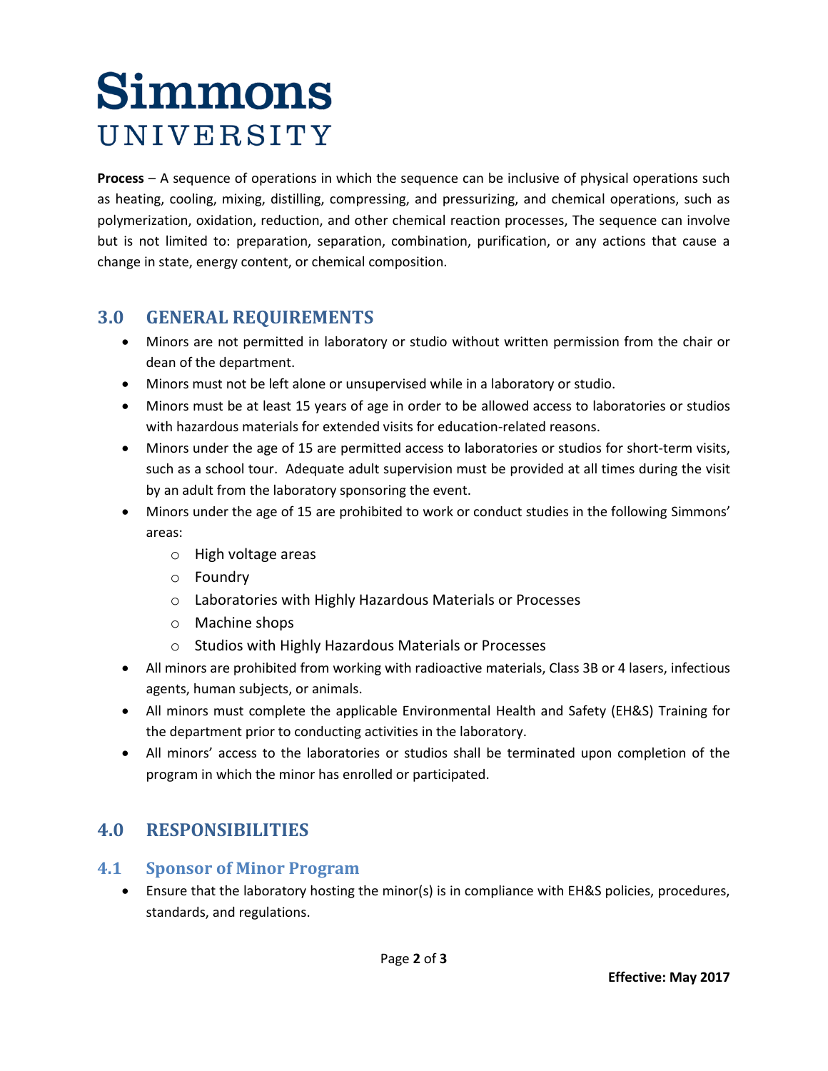**Process** – A sequence of operations in which the sequence can be inclusive of physical operations such as heating, cooling, mixing, distilling, compressing, and pressurizing, and chemical operations, such as polymerization, oxidation, reduction, and other chemical reaction processes, The sequence can involve but is not limited to: preparation, separation, combination, purification, or any actions that cause a change in state, energy content, or chemical composition.

## 3.0 GENERAL REQUIREMENTS

- Minors are not permitted in laboratory or studio without written permission from the chair or dean of the department.
- Minors must not be left alone or unsupervised while in a laboratory or studio.
- Minors must be at least 15 years of age in order to be allowed access to laboratories or studios with hazardous materials for extended visits for education-related reasons.
- Minors under the age of 15 are permitted access to laboratories or studios for short-term visits, such as a school tour. Adequate adult supervision must be provided at all times during the visit by an adult from the laboratory sponsoring the event.
- Minors under the age of 15 are prohibited to work or conduct studies in the following Simmons' areas:
  - High voltage areas
  - Foundry
  - Laboratories with Highly Hazardous Materials or Processes
  - Machine shops
  - Studios with Highly Hazardous Materials or Processes
- All minors are prohibited from working with radioactive materials, Class 3B or 4 lasers, infectious agents, human subjects, or animals.
- All minors must complete the applicable Environmental Health and Safety (EH&S) Training for the department prior to conducting activities in the laboratory.
- All minors' access to the laboratories or studios shall be terminated upon completion of the program in which the minor has enrolled or participated.

## 4.0 RESPONSIBILITIES

### 4.1 Sponsor of Minor Program

- Ensure that the laboratory hosting the minor(s) is in compliance with EH&S policies, procedures, standards, and regulations.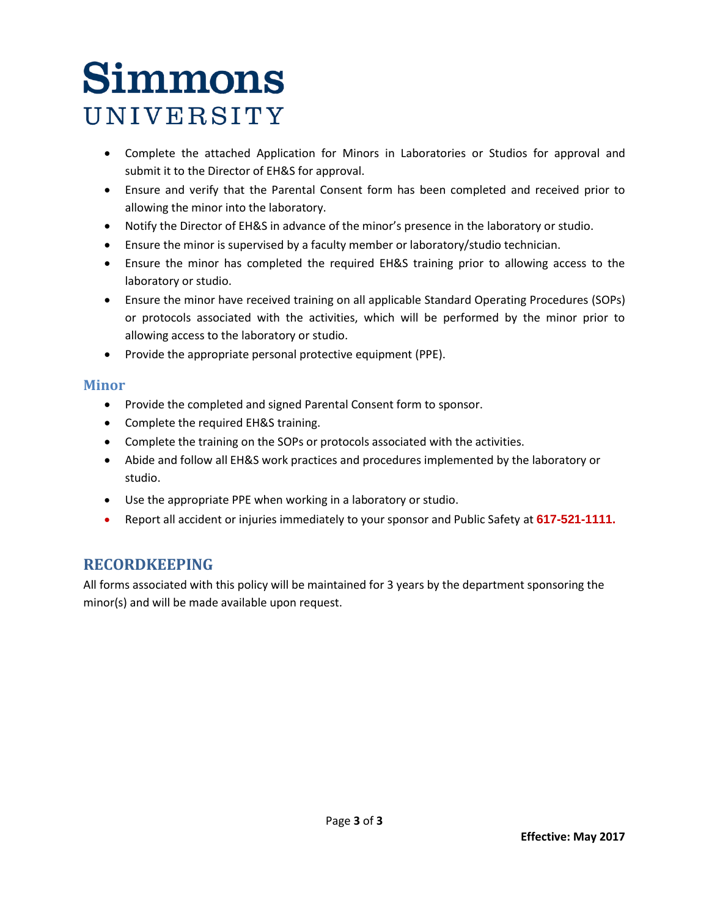- Complete the attached Application for Minors in Laboratories or Studios for approval and submit it to the Director of EH&S for approval.
- Ensure and verify that the Parental Consent form has been completed and received prior to allowing the minor into the laboratory.
- Notify the Director of EH&S in advance of the minor's presence in the laboratory or studio.
- Ensure the minor is supervised by a faculty member or laboratory/studio technician.
- Ensure the minor has completed the required EH&S training prior to allowing access to the laboratory or studio.
- Ensure the minor have received training on all applicable Standard Operating Procedures (SOPs) or protocols associated with the activities, which will be performed by the minor prior to allowing access to the laboratory or studio.
- Provide the appropriate personal protective equipment (PPE).

### Minor

- Provide the completed and signed Parental Consent form to sponsor.
- Complete the required EH&S training.
- Complete the training on the SOPs or protocols associated with the activities.
- Abide and follow all EH&S work practices and procedures implemented by the laboratory or studio.
- Use the appropriate PPE when working in a laboratory or studio.
- Report all accident or injuries immediately to your sponsor and Public Safety at **617-521-1111.**

## RECORDKEEPING

All forms associated with this policy will be maintained for 3 years by the department sponsoring the minor(s) and will be made available upon request.

**Effective: May 2017**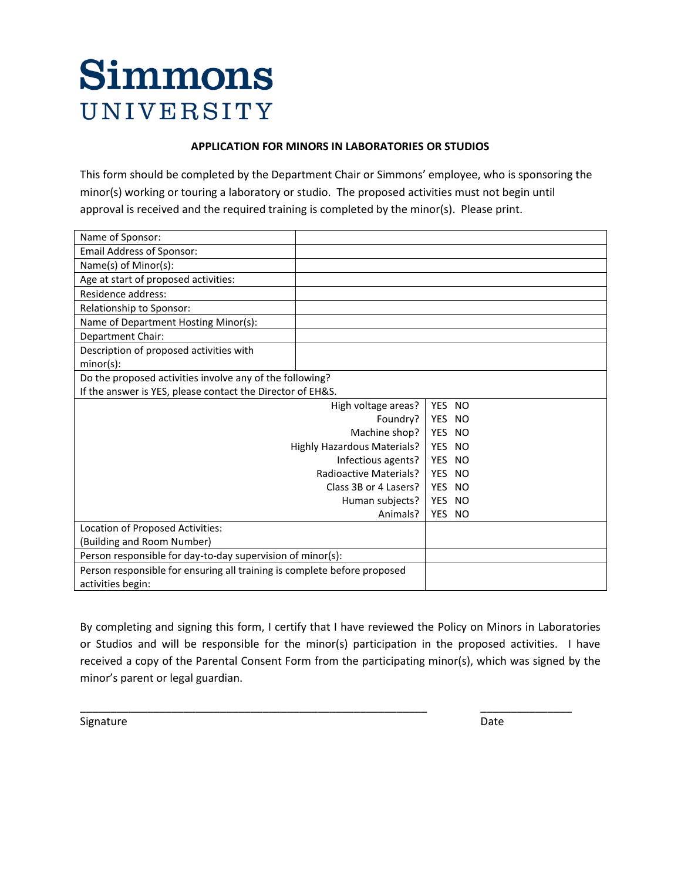# Simmons UNIVERSITY

**APPLICATION FOR MINORS IN LABORATORIES OR STUDIOS**

This form should be completed by the Department Chair or Simmons' employee, who is sponsoring the minor(s) working or touring a laboratory or studio. The proposed activities must not begin until approval is received and the required training is completed by the minor(s). Please print.

| | |
|---|---|
| Name of Sponsor: | |
| Email Address of Sponsor: | |
| Name(s) of Minor(s): | |
| Age at start of proposed activities: | |
| Residence address: | |
| Relationship to Sponsor: | |
| Name of Department Hosting Minor(s): | |
| Department Chair: | |
| Description of proposed activities with minor(s): | |
| Do the proposed activities involve any of the following? If the answer is YES, please contact the Director of EH&S. | |
| High voltage areas? | YES NO |
| Foundry? | YES NO |
| Machine shop? | YES NO |
| Highly Hazardous Materials? | YES NO |
| Infectious agents? | YES NO |
| Radioactive Materials? | YES NO |
| Class 3B or 4 Lasers? | YES NO |
| Human subjects? | YES NO |
| Animals? | YES NO |
| Location of Proposed Activities: (Building and Room Number) | |
| Person responsible for day-to-day supervision of minor(s): | |
| Person responsible for ensuring all training is complete before proposed activities begin: | |

By completing and signing this form, I certify that I have reviewed the Policy on Minors in Laboratories or Studios and will be responsible for the minor(s) participation in the proposed activities. I have received a copy of the Parental Consent Form from the participating minor(s), which was signed by the minor's parent or legal guardian.

_______________________________________________ _______________

Signature Date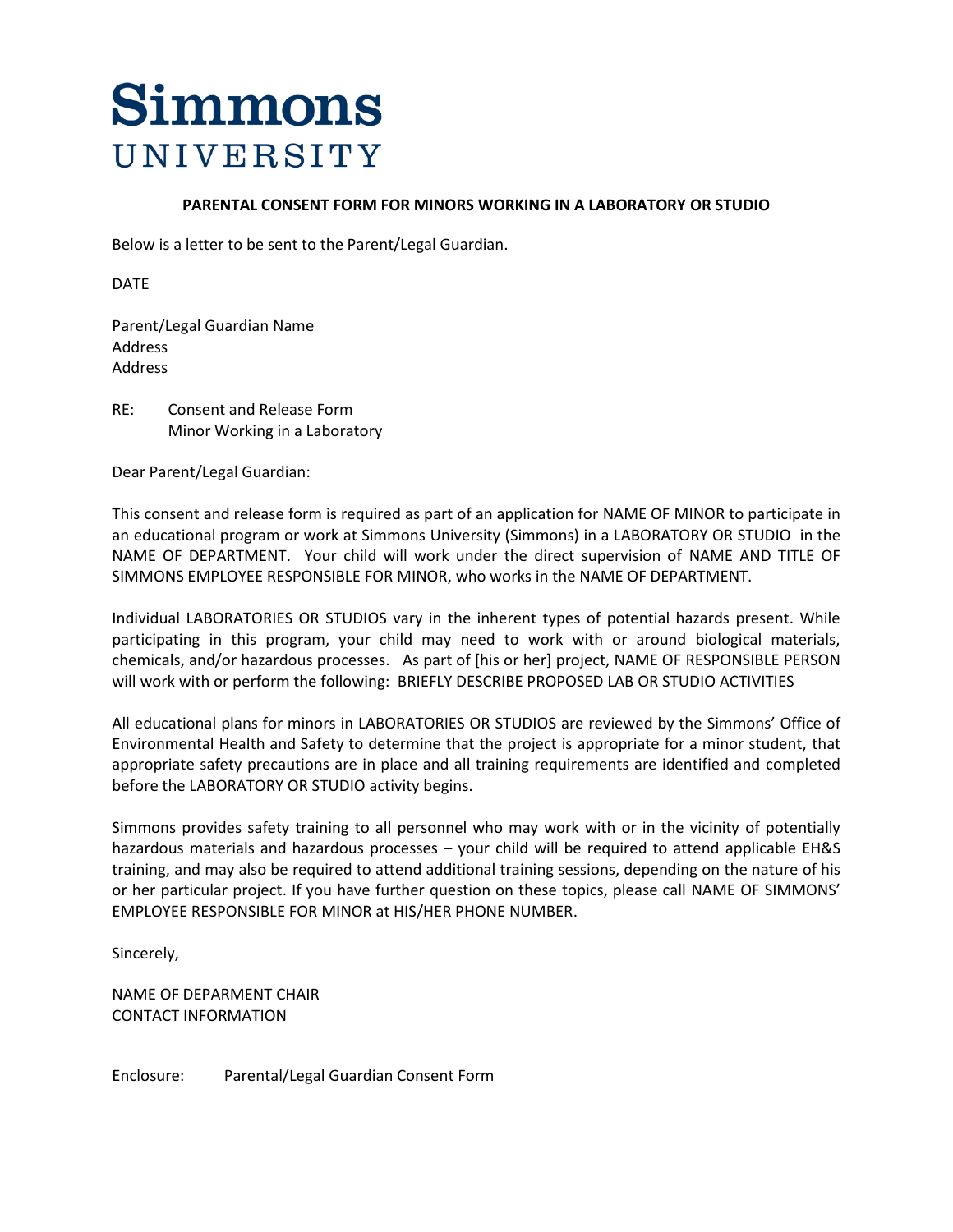# Simmons UNIVERSITY

**PARENTAL CONSENT FORM FOR MINORS WORKING IN A LABORATORY OR STUDIO**

Below is a letter to be sent to the Parent/Legal Guardian.

DATE

Parent/Legal Guardian Name
Address
Address

RE: Consent and Release Form
Minor Working in a Laboratory

Dear Parent/Legal Guardian:

This consent and release form is required as part of an application for NAME OF MINOR to participate in an educational program or work at Simmons University (Simmons) in a LABORATORY OR STUDIO in the NAME OF DEPARTMENT. Your child will work under the direct supervision of NAME AND TITLE OF SIMMONS EMPLOYEE RESPONSIBLE FOR MINOR, who works in the NAME OF DEPARTMENT.

Individual LABORATORIES OR STUDIOS vary in the inherent types of potential hazards present. While participating in this program, your child may need to work with or around biological materials, chemicals, and/or hazardous processes. As part of [his or her] project, NAME OF RESPONSIBLE PERSON will work with or perform the following: BRIEFLY DESCRIBE PROPOSED LAB OR STUDIO ACTIVITIES

All educational plans for minors in LABORATORIES OR STUDIOS are reviewed by the Simmons' Office of Environmental Health and Safety to determine that the project is appropriate for a minor student, that appropriate safety precautions are in place and all training requirements are identified and completed before the LABORATORY OR STUDIO activity begins.

Simmons provides safety training to all personnel who may work with or in the vicinity of potentially hazardous materials and hazardous processes – your child will be required to attend applicable EH&S training, and may also be required to attend additional training sessions, depending on the nature of his or her particular project. If you have further question on these topics, please call NAME OF SIMMONS' EMPLOYEE RESPONSIBLE FOR MINOR at HIS/HER PHONE NUMBER.

Sincerely,

NAME OF DEPARMENT CHAIR
CONTACT INFORMATION

Enclosure: Parental/Legal Guardian Consent Form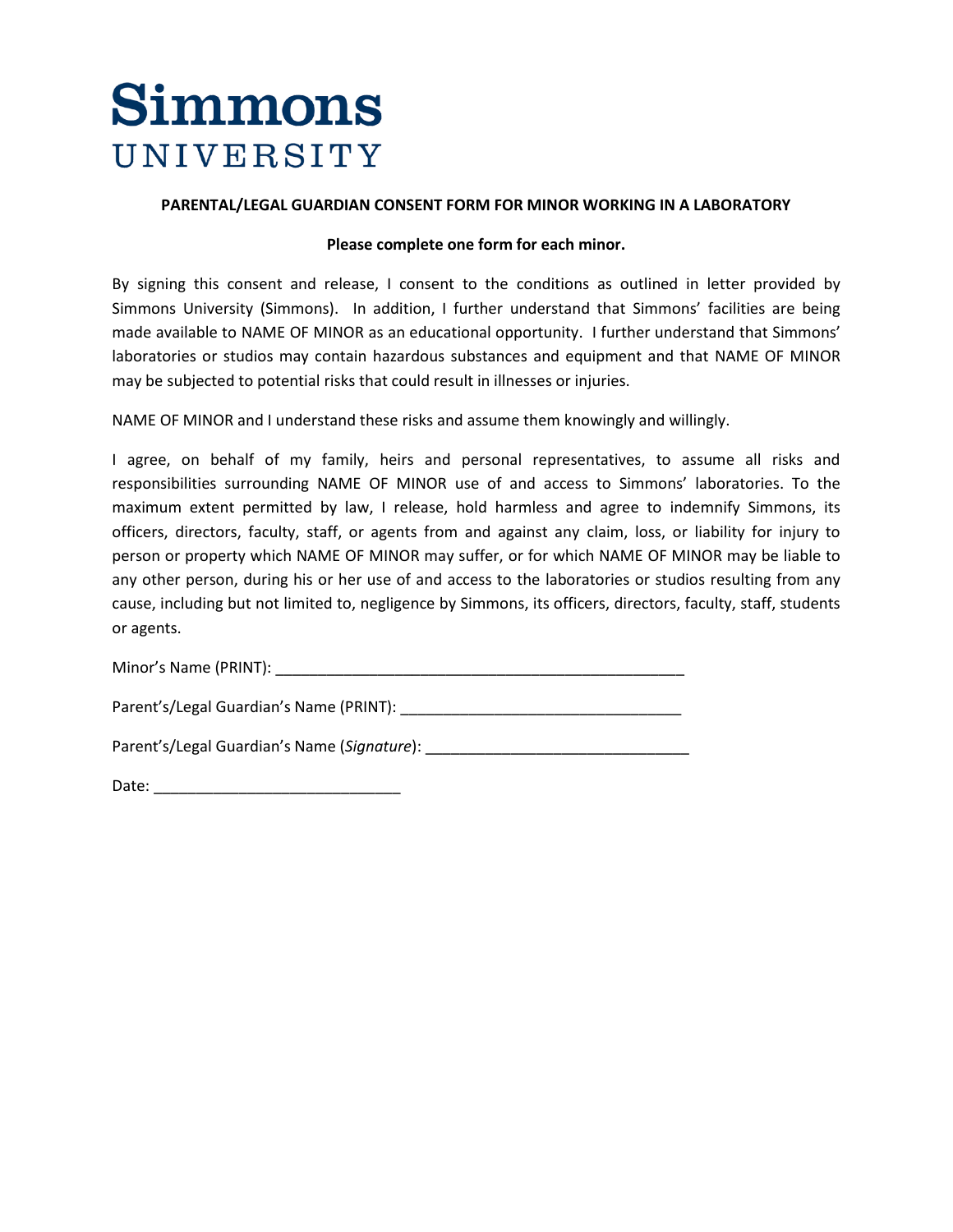# Simmons
UNIVERSITY

**PARENTAL/LEGAL GUARDIAN CONSENT FORM FOR MINOR WORKING IN A LABORATORY**

**Please complete one form for each minor.**

By signing this consent and release, I consent to the conditions as outlined in letter provided by Simmons University (Simmons). In addition, I further understand that Simmons' facilities are being made available to NAME OF MINOR as an educational opportunity. I further understand that Simmons' laboratories or studios may contain hazardous substances and equipment and that NAME OF MINOR may be subjected to potential risks that could result in illnesses or injuries.

NAME OF MINOR and I understand these risks and assume them knowingly and willingly.

I agree, on behalf of my family, heirs and personal representatives, to assume all risks and responsibilities surrounding NAME OF MINOR use of and access to Simmons' laboratories. To the maximum extent permitted by law, I release, hold harmless and agree to indemnify Simmons, its officers, directors, faculty, staff, or agents from and against any claim, loss, or liability for injury to person or property which NAME OF MINOR may suffer, or for which NAME OF MINOR may be liable to any other person, during his or her use of and access to the laboratories or studios resulting from any cause, including but not limited to, negligence by Simmons, its officers, directors, faculty, staff, students or agents.

Minor's Name (PRINT): __________________________________________________

Parent's/Legal Guardian's Name (PRINT): __________________________________

Parent's/Legal Guardian's Name (*Signature*): _______________________________

Date: ______________________________